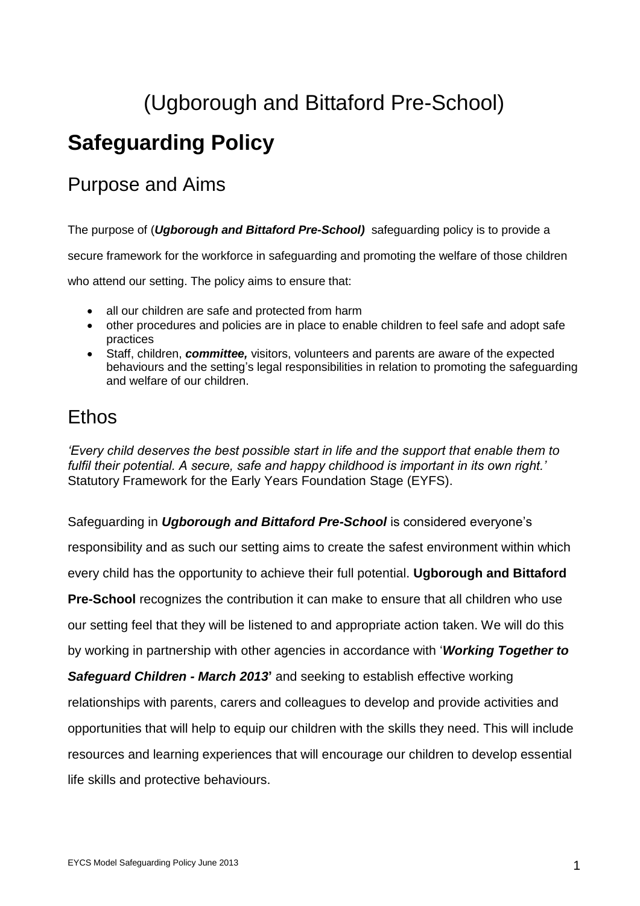# (Ugborough and Bittaford Pre-School)

# Safeguarding Policy

## Purpose and Aims

The purpose of (***Ugborough and Bittaford Pre-School)*** safeguarding policy is to provide a secure framework for the workforce in safeguarding and promoting the welfare of those children who attend our setting. The policy aims to ensure that:

- all our children are safe and protected from harm
- other procedures and policies are in place to enable children to feel safe and adopt safe practices
- Staff, children, ***committee,*** visitors, volunteers and parents are aware of the expected behaviours and the setting's legal responsibilities in relation to promoting the safeguarding and welfare of our children.

## Ethos

*'Every child deserves the best possible start in life and the support that enable them to fulfil their potential. A secure, safe and happy childhood is important in its own right.'* Statutory Framework for the Early Years Foundation Stage (EYFS).

Safeguarding in ***Ugborough and Bittaford Pre-School*** is considered everyone's responsibility and as such our setting aims to create the safest environment within which every child has the opportunity to achieve their full potential. **Ugborough and Bittaford Pre-School** recognizes the contribution it can make to ensure that all children who use our setting feel that they will be listened to and appropriate action taken. We will do this by working in partnership with other agencies in accordance with '***Working Together to Safeguard Children - March 2013*'** and seeking to establish effective working relationships with parents, carers and colleagues to develop and provide activities and opportunities that will help to equip our children with the skills they need. This will include resources and learning experiences that will encourage our children to develop essential life skills and protective behaviours.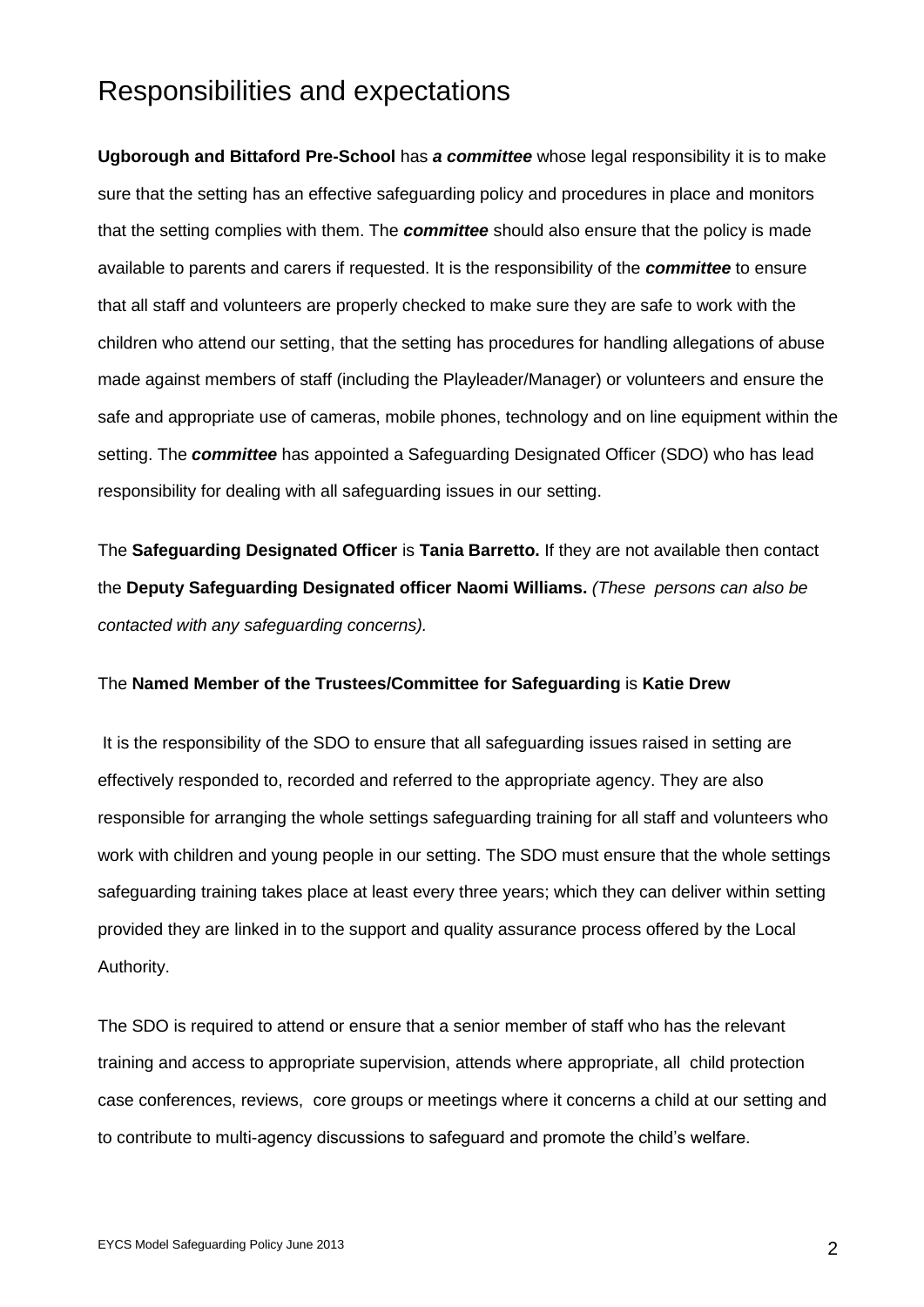# Responsibilities and expectations

**Ugborough and Bittaford Pre-School** has ***a committee*** whose legal responsibility it is to make sure that the setting has an effective safeguarding policy and procedures in place and monitors that the setting complies with them. The ***committee*** should also ensure that the policy is made available to parents and carers if requested. It is the responsibility of the ***committee*** to ensure that all staff and volunteers are properly checked to make sure they are safe to work with the children who attend our setting, that the setting has procedures for handling allegations of abuse made against members of staff (including the Playleader/Manager) or volunteers and ensure the safe and appropriate use of cameras, mobile phones, technology and on line equipment within the setting. The ***committee*** has appointed a Safeguarding Designated Officer (SDO) who has lead responsibility for dealing with all safeguarding issues in our setting.

The **Safeguarding Designated Officer** is **Tania Barretto.** If they are not available then contact the **Deputy Safeguarding Designated officer Naomi Williams.** *(These persons can also be contacted with any safeguarding concerns).*

The **Named Member of the Trustees/Committee for Safeguarding** is **Katie Drew**

It is the responsibility of the SDO to ensure that all safeguarding issues raised in setting are effectively responded to, recorded and referred to the appropriate agency. They are also responsible for arranging the whole settings safeguarding training for all staff and volunteers who work with children and young people in our setting. The SDO must ensure that the whole settings safeguarding training takes place at least every three years; which they can deliver within setting provided they are linked in to the support and quality assurance process offered by the Local Authority.

The SDO is required to attend or ensure that a senior member of staff who has the relevant training and access to appropriate supervision, attends where appropriate, all child protection case conferences, reviews, core groups or meetings where it concerns a child at our setting and to contribute to multi-agency discussions to safeguard and promote the child's welfare.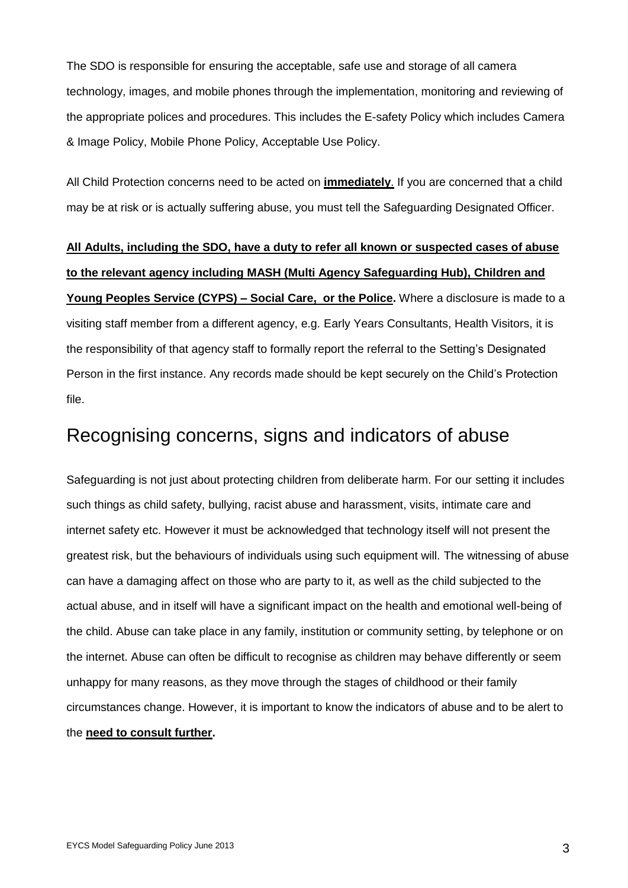The SDO is responsible for ensuring the acceptable, safe use and storage of all camera technology, images, and mobile phones through the implementation, monitoring and reviewing of the appropriate polices and procedures. This includes the E-safety Policy which includes Camera & Image Policy, Mobile Phone Policy, Acceptable Use Policy.

All Child Protection concerns need to be acted on **immediately**. If you are concerned that a child may be at risk or is actually suffering abuse, you must tell the Safeguarding Designated Officer.

**All Adults, including the SDO, have a duty to refer all known or suspected cases of abuse to the relevant agency including MASH (Multi Agency Safeguarding Hub), Children and Young Peoples Service (CYPS) – Social Care, or the Police.** Where a disclosure is made to a visiting staff member from a different agency, e.g. Early Years Consultants, Health Visitors, it is the responsibility of that agency staff to formally report the referral to the Setting's Designated Person in the first instance. Any records made should be kept securely on the Child's Protection file.

## Recognising concerns, signs and indicators of abuse

Safeguarding is not just about protecting children from deliberate harm. For our setting it includes such things as child safety, bullying, racist abuse and harassment, visits, intimate care and internet safety etc. However it must be acknowledged that technology itself will not present the greatest risk, but the behaviours of individuals using such equipment will. The witnessing of abuse can have a damaging affect on those who are party to it, as well as the child subjected to the actual abuse, and in itself will have a significant impact on the health and emotional well-being of the child. Abuse can take place in any family, institution or community setting, by telephone or on the internet. Abuse can often be difficult to recognise as children may behave differently or seem unhappy for many reasons, as they move through the stages of childhood or their family circumstances change. However, it is important to know the indicators of abuse and to be alert to the **need to consult further.**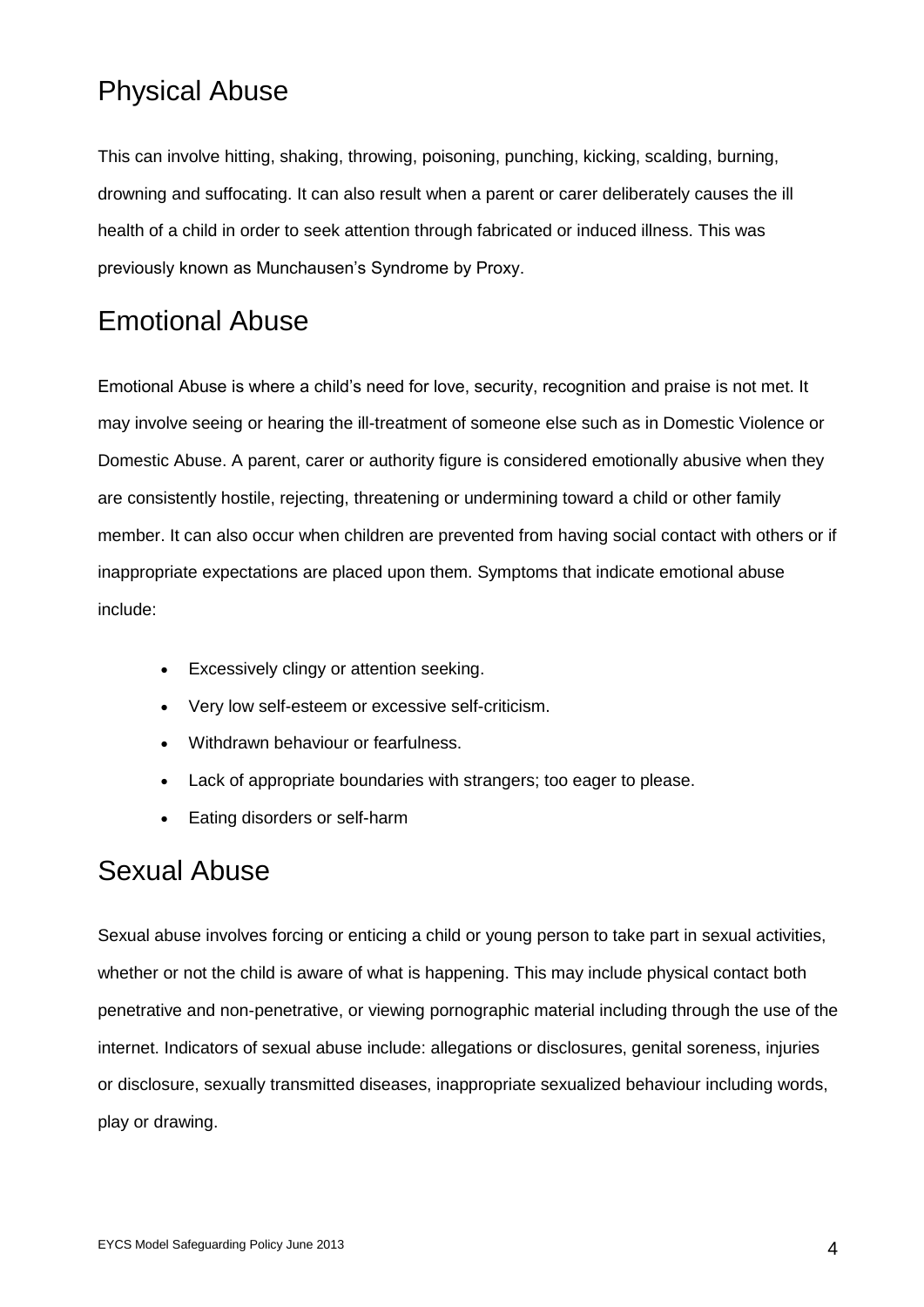## Physical Abuse

This can involve hitting, shaking, throwing, poisoning, punching, kicking, scalding, burning, drowning and suffocating. It can also result when a parent or carer deliberately causes the ill health of a child in order to seek attention through fabricated or induced illness. This was previously known as Munchausen's Syndrome by Proxy.

## Emotional Abuse

Emotional Abuse is where a child's need for love, security, recognition and praise is not met. It may involve seeing or hearing the ill-treatment of someone else such as in Domestic Violence or Domestic Abuse. A parent, carer or authority figure is considered emotionally abusive when they are consistently hostile, rejecting, threatening or undermining toward a child or other family member. It can also occur when children are prevented from having social contact with others or if inappropriate expectations are placed upon them. Symptoms that indicate emotional abuse include:

- Excessively clingy or attention seeking.
- Very low self-esteem or excessive self-criticism.
- Withdrawn behaviour or fearfulness.
- Lack of appropriate boundaries with strangers; too eager to please.
- Eating disorders or self-harm

## Sexual Abuse

Sexual abuse involves forcing or enticing a child or young person to take part in sexual activities, whether or not the child is aware of what is happening. This may include physical contact both penetrative and non-penetrative, or viewing pornographic material including through the use of the internet. Indicators of sexual abuse include: allegations or disclosures, genital soreness, injuries or disclosure, sexually transmitted diseases, inappropriate sexualized behaviour including words, play or drawing.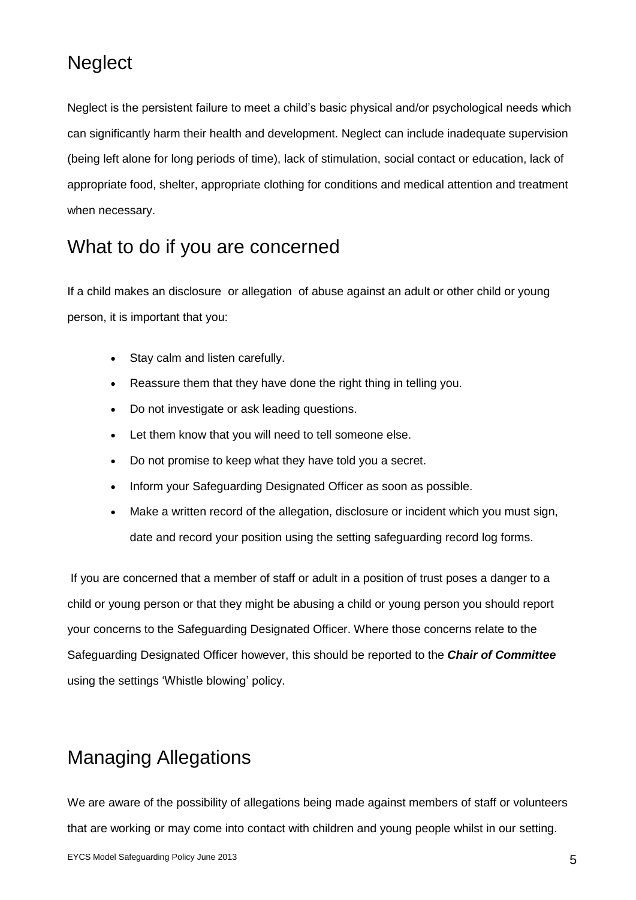## Neglect

Neglect is the persistent failure to meet a child's basic physical and/or psychological needs which can significantly harm their health and development. Neglect can include inadequate supervision (being left alone for long periods of time), lack of stimulation, social contact or education, lack of appropriate food, shelter, appropriate clothing for conditions and medical attention and treatment when necessary.

## What to do if you are concerned

If a child makes an disclosure or allegation of abuse against an adult or other child or young person, it is important that you:

- Stay calm and listen carefully.
- Reassure them that they have done the right thing in telling you.
- Do not investigate or ask leading questions.
- Let them know that you will need to tell someone else.
- Do not promise to keep what they have told you a secret.
- Inform your Safeguarding Designated Officer as soon as possible.
- Make a written record of the allegation, disclosure or incident which you must sign, date and record your position using the setting safeguarding record log forms.

If you are concerned that a member of staff or adult in a position of trust poses a danger to a child or young person or that they might be abusing a child or young person you should report your concerns to the Safeguarding Designated Officer. Where those concerns relate to the Safeguarding Designated Officer however, this should be reported to the ***Chair of Committee*** using the settings 'Whistle blowing' policy.

## Managing Allegations

We are aware of the possibility of allegations being made against members of staff or volunteers that are working or may come into contact with children and young people whilst in our setting.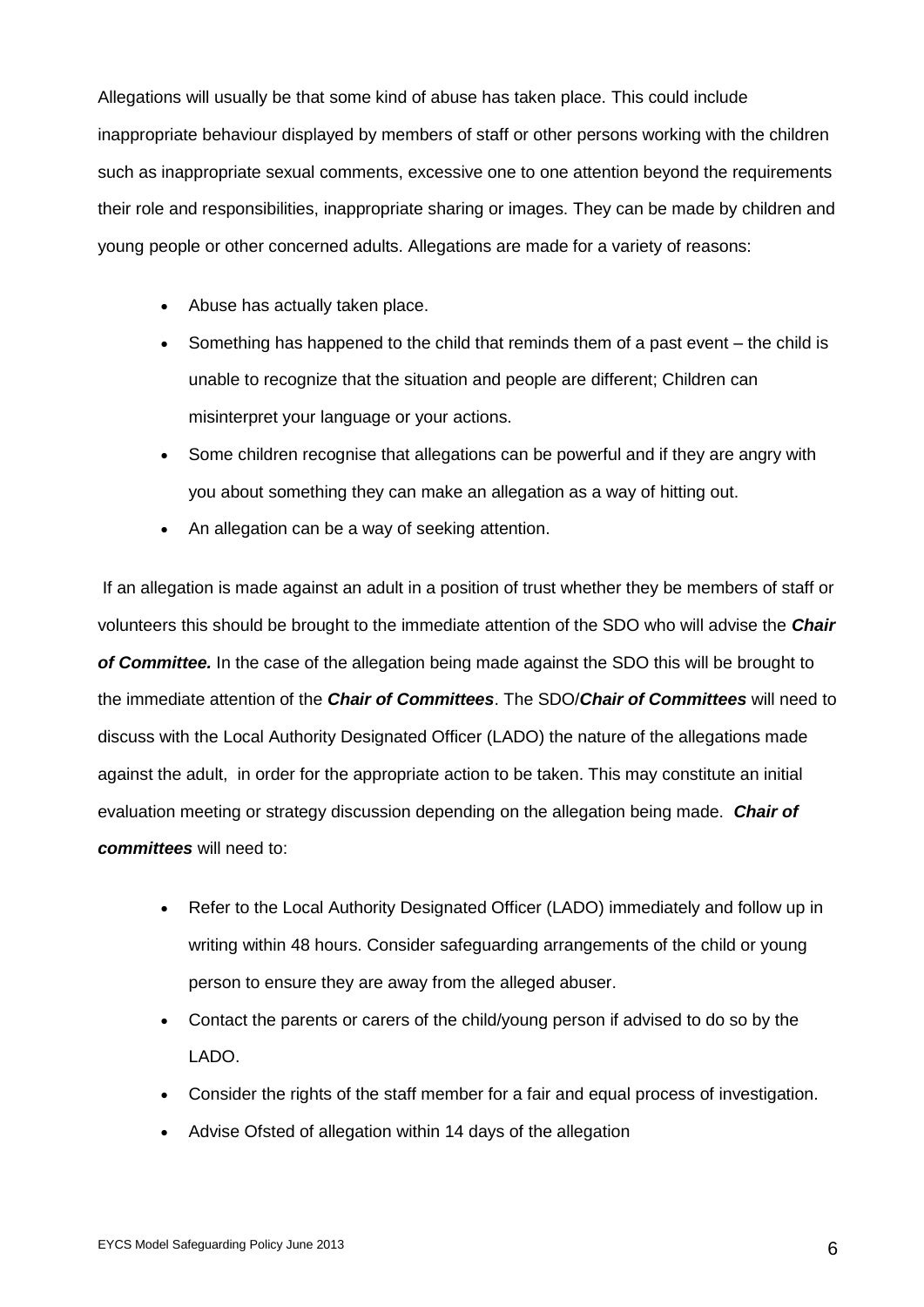Allegations will usually be that some kind of abuse has taken place. This could include inappropriate behaviour displayed by members of staff or other persons working with the children such as inappropriate sexual comments, excessive one to one attention beyond the requirements their role and responsibilities, inappropriate sharing or images. They can be made by children and young people or other concerned adults. Allegations are made for a variety of reasons:

- Abuse has actually taken place.
- Something has happened to the child that reminds them of a past event – the child is unable to recognize that the situation and people are different; Children can misinterpret your language or your actions.
- Some children recognise that allegations can be powerful and if they are angry with you about something they can make an allegation as a way of hitting out.
- An allegation can be a way of seeking attention.

If an allegation is made against an adult in a position of trust whether they be members of staff or volunteers this should be brought to the immediate attention of the SDO who will advise the ***Chair of Committee.*** In the case of the allegation being made against the SDO this will be brought to the immediate attention of the ***Chair of Committees***. The SDO/***Chair of Committees*** will need to discuss with the Local Authority Designated Officer (LADO) the nature of the allegations made against the adult, in order for the appropriate action to be taken. This may constitute an initial evaluation meeting or strategy discussion depending on the allegation being made. ***Chair of committees*** will need to:

- Refer to the Local Authority Designated Officer (LADO) immediately and follow up in writing within 48 hours. Consider safeguarding arrangements of the child or young person to ensure they are away from the alleged abuser.
- Contact the parents or carers of the child/young person if advised to do so by the LADO.
- Consider the rights of the staff member for a fair and equal process of investigation.
- Advise Ofsted of allegation within 14 days of the allegation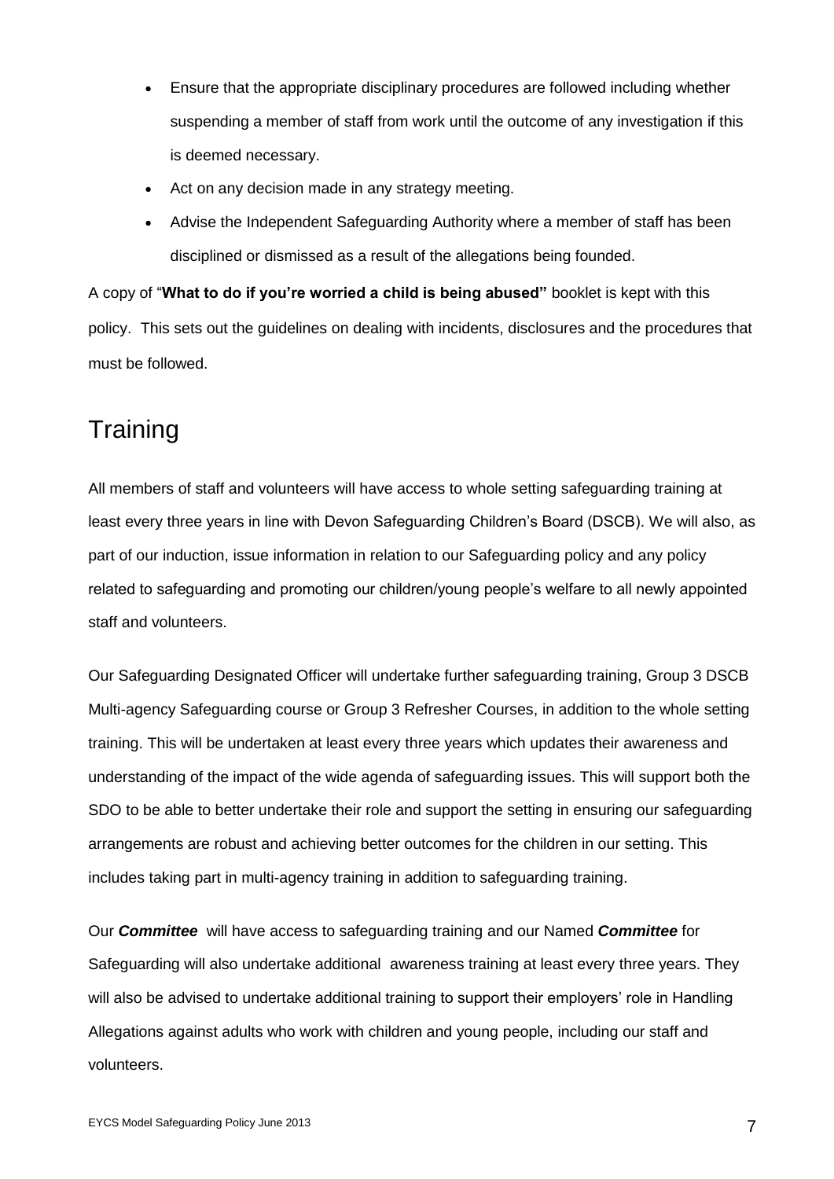- Ensure that the appropriate disciplinary procedures are followed including whether suspending a member of staff from work until the outcome of any investigation if this is deemed necessary.
- Act on any decision made in any strategy meeting.
- Advise the Independent Safeguarding Authority where a member of staff has been disciplined or dismissed as a result of the allegations being founded.

A copy of "**What to do if you're worried a child is being abused"** booklet is kept with this policy. This sets out the guidelines on dealing with incidents, disclosures and the procedures that must be followed.

# Training

All members of staff and volunteers will have access to whole setting safeguarding training at least every three years in line with Devon Safeguarding Children's Board (DSCB). We will also, as part of our induction, issue information in relation to our Safeguarding policy and any policy related to safeguarding and promoting our children/young people's welfare to all newly appointed staff and volunteers.

Our Safeguarding Designated Officer will undertake further safeguarding training, Group 3 DSCB Multi-agency Safeguarding course or Group 3 Refresher Courses, in addition to the whole setting training. This will be undertaken at least every three years which updates their awareness and understanding of the impact of the wide agenda of safeguarding issues. This will support both the SDO to be able to better undertake their role and support the setting in ensuring our safeguarding arrangements are robust and achieving better outcomes for the children in our setting. This includes taking part in multi-agency training in addition to safeguarding training.

Our ***Committee*** will have access to safeguarding training and our Named ***Committee*** for Safeguarding will also undertake additional awareness training at least every three years. They will also be advised to undertake additional training to support their employers' role in Handling Allegations against adults who work with children and young people, including our staff and volunteers.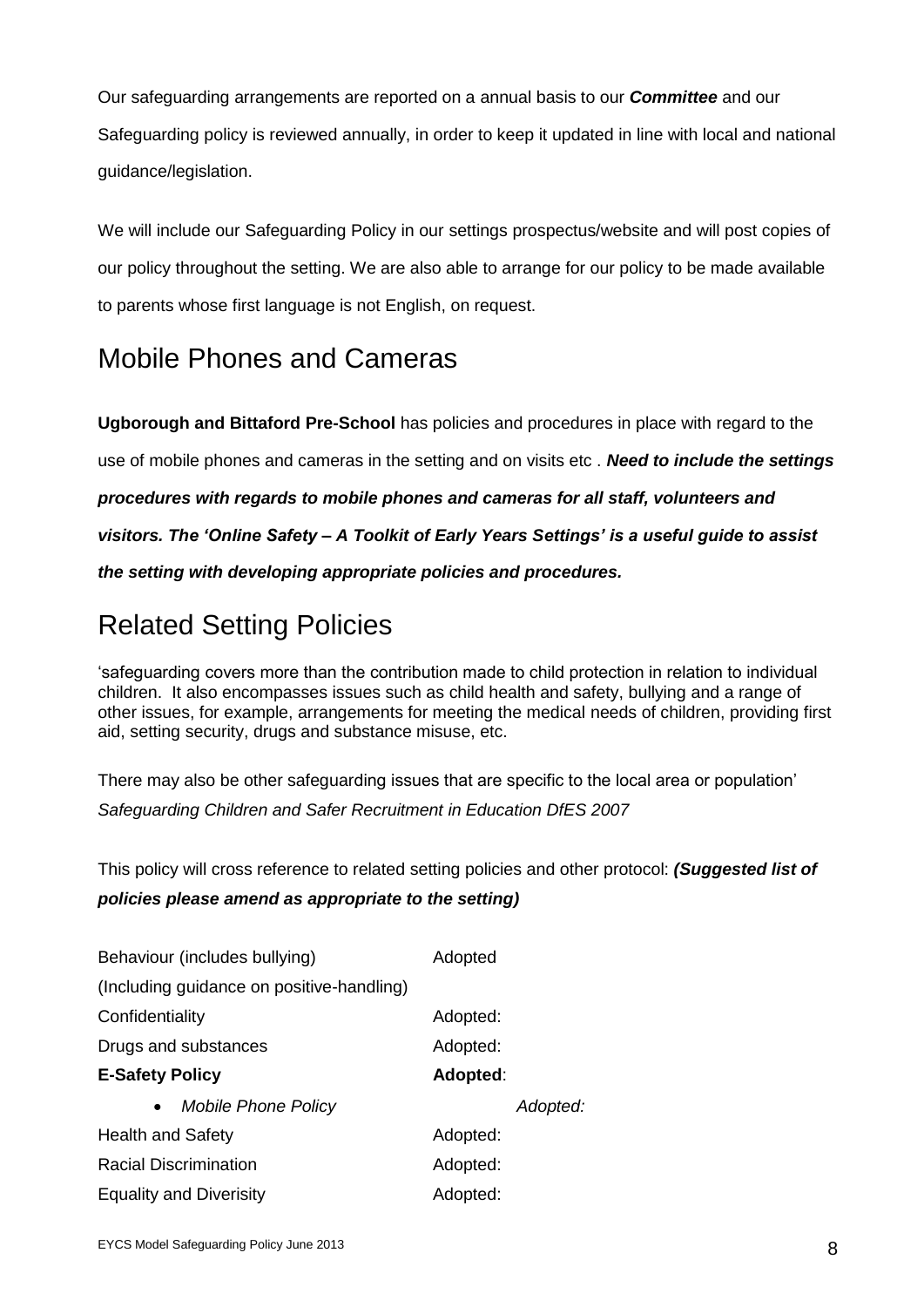Our safeguarding arrangements are reported on a annual basis to our ***Committee*** and our Safeguarding policy is reviewed annually, in order to keep it updated in line with local and national guidance/legislation.

We will include our Safeguarding Policy in our settings prospectus/website and will post copies of our policy throughout the setting. We are also able to arrange for our policy to be made available to parents whose first language is not English, on request.

## Mobile Phones and Cameras

**Ugborough and Bittaford Pre-School** has policies and procedures in place with regard to the use of mobile phones and cameras in the setting and on visits etc . ***Need to include the settings procedures with regards to mobile phones and cameras for all staff, volunteers and visitors. The 'Online Safety – A Toolkit of Early Years Settings' is a useful guide to assist the setting with developing appropriate policies and procedures.***

## Related Setting Policies

'safeguarding covers more than the contribution made to child protection in relation to individual children. It also encompasses issues such as child health and safety, bullying and a range of other issues, for example, arrangements for meeting the medical needs of children, providing first aid, setting security, drugs and substance misuse, etc.

There may also be other safeguarding issues that are specific to the local area or population'
*Safeguarding Children and Safer Recruitment in Education DfES 2007*

This policy will cross reference to related setting policies and other protocol: ***(Suggested list of policies please amend as appropriate to the setting)***

| | |
|---|---|
| Behaviour (includes bullying) (Including guidance on positive-handling) | Adopted |
| Confidentiality | Adopted: |
| Drugs and substances | Adopted: |
| **E-Safety Policy** | **Adopted**: |
| • *Mobile Phone Policy* | *Adopted:* |
| Health and Safety | Adopted: |
| Racial Discrimination | Adopted: |
| Equality and Diverisity | Adopted: |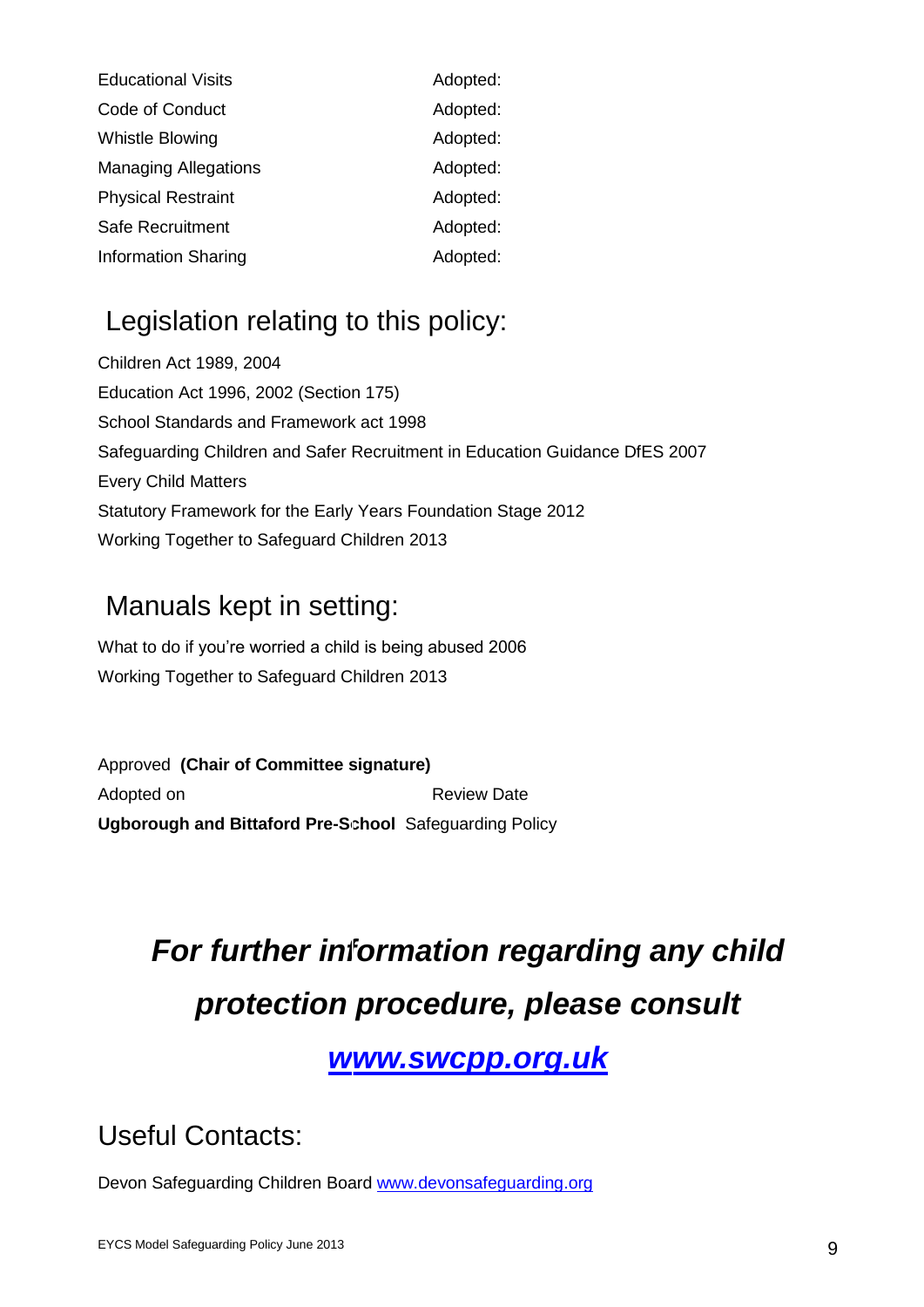| | |
|---|---|
| Educational Visits | Adopted: |
| Code of Conduct | Adopted: |
| Whistle Blowing | Adopted: |
| Managing Allegations | Adopted: |
| Physical Restraint | Adopted: |
| Safe Recruitment | Adopted: |
| Information Sharing | Adopted: |

## Legislation relating to this policy:

Children Act 1989, 2004
Education Act 1996, 2002 (Section 175)
School Standards and Framework act 1998
Safeguarding Children and Safer Recruitment in Education Guidance DfES 2007
Every Child Matters
Statutory Framework for the Early Years Foundation Stage 2012
Working Together to Safeguard Children 2013

## Manuals kept in setting:

What to do if you're worried a child is being abused 2006
Working Together to Safeguard Children 2013

Approved **(Chair of Committee signature)**
Adopted on Review Date
**Ugborough and Bittaford Pre-School** Safeguarding Policy

# *For further information regarding any child protection procedure, please consult*

# ***[www.swcpp.org.uk](http://www.swcpp.org.uk)***

## Useful Contacts:

Devon Safeguarding Children Board [www.devonsafeguarding.org](http://www.devonsafeguarding.org)

EYCS Model Safeguarding Policy June 2013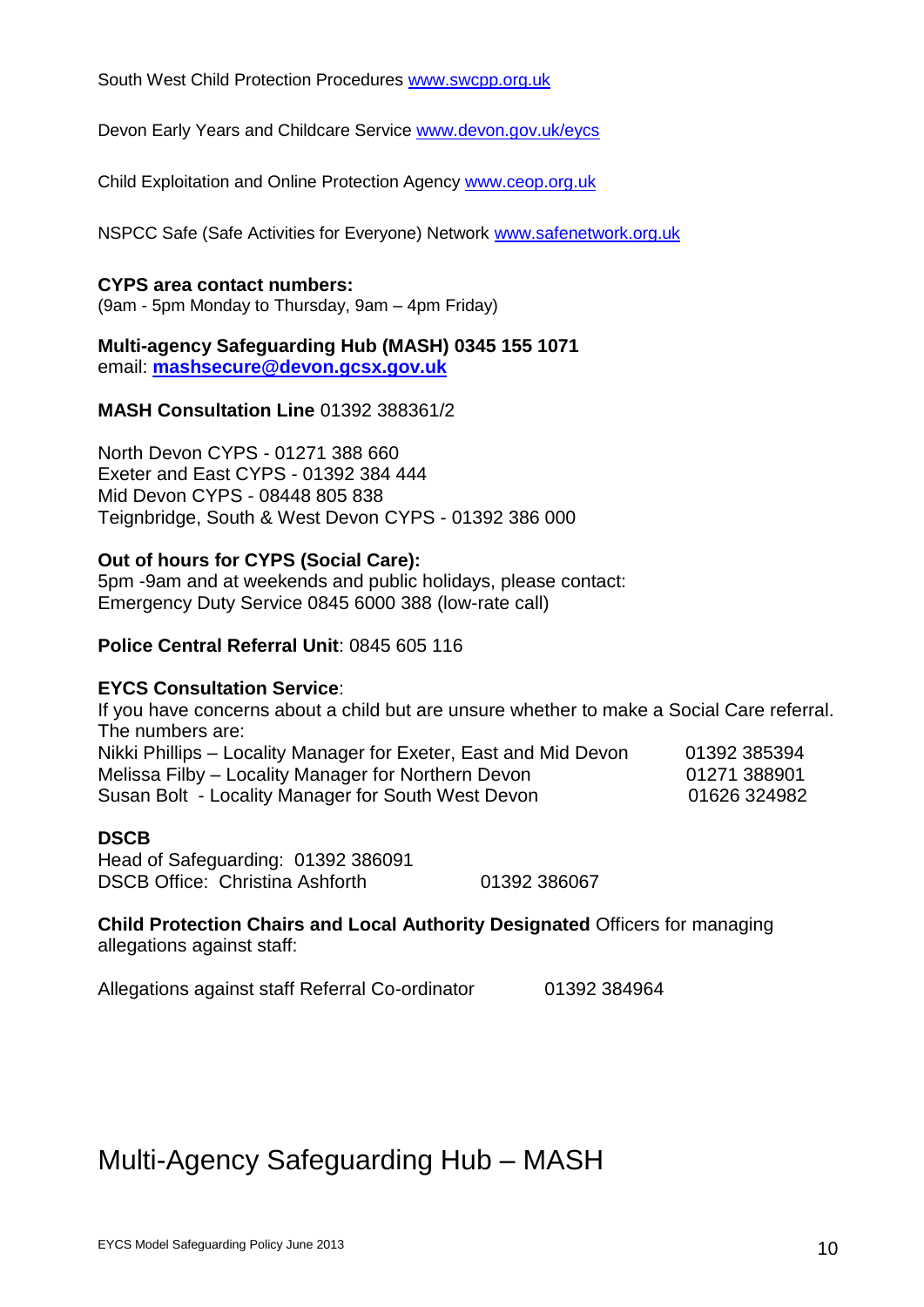South West Child Protection Procedures www.swcpp.org.uk

Devon Early Years and Childcare Service www.devon.gov.uk/eycs

Child Exploitation and Online Protection Agency www.ceop.org.uk

NSPCC Safe (Safe Activities for Everyone) Network www.safenetwork.org.uk

**CYPS area contact numbers:**
(9am - 5pm Monday to Thursday, 9am – 4pm Friday)

**Multi-agency Safeguarding Hub (MASH) 0345 155 1071**
email: **mashsecure@devon.gcsx.gov.uk**

**MASH Consultation Line** 01392 388361/2

North Devon CYPS - 01271 388 660
Exeter and East CYPS - 01392 384 444
Mid Devon CYPS - 08448 805 838
Teignbridge, South & West Devon CYPS - 01392 386 000

**Out of hours for CYPS (Social Care):**
5pm -9am and at weekends and public holidays, please contact:
Emergency Duty Service 0845 6000 388 (low-rate call)

**Police Central Referral Unit**: 0845 605 116

**EYCS Consultation Service**:
If you have concerns about a child but are unsure whether to make a Social Care referral. The numbers are:
Nikki Phillips – Locality Manager for Exeter, East and Mid Devon 01392 385394
Melissa Filby – Locality Manager for Northern Devon 01271 388901
Susan Bolt - Locality Manager for South West Devon 01626 324982

**DSCB**
Head of Safeguarding: 01392 386091
DSCB Office: Christina Ashforth 01392 386067

**Child Protection Chairs and Local Authority Designated** Officers for managing allegations against staff:

Allegations against staff Referral Co-ordinator 01392 384964

# Multi-Agency Safeguarding Hub – MASH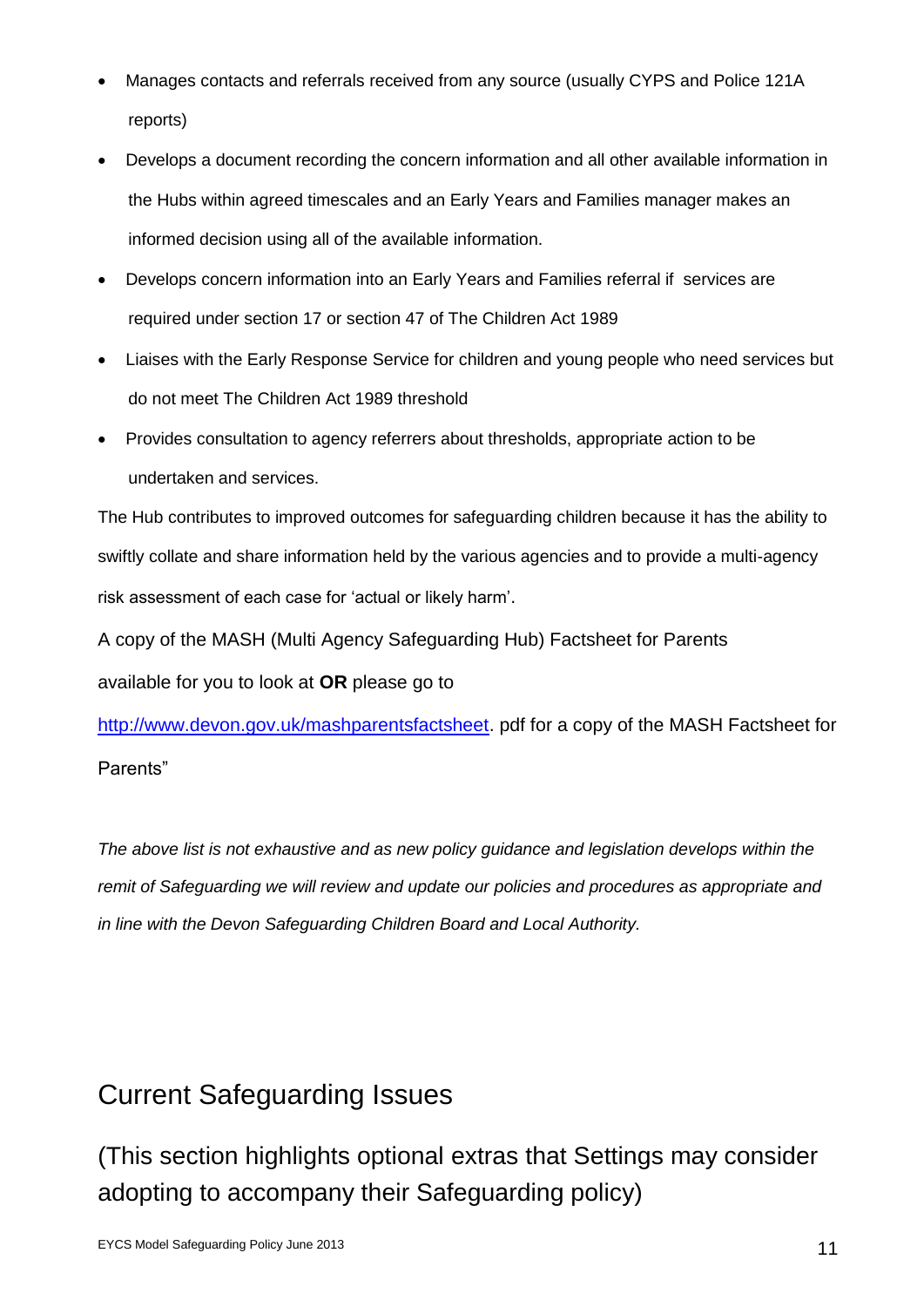- Manages contacts and referrals received from any source (usually CYPS and Police 121A reports)
- Develops a document recording the concern information and all other available information in the Hubs within agreed timescales and an Early Years and Families manager makes an informed decision using all of the available information.
- Develops concern information into an Early Years and Families referral if services are required under section 17 or section 47 of The Children Act 1989
- Liaises with the Early Response Service for children and young people who need services but do not meet The Children Act 1989 threshold
- Provides consultation to agency referrers about thresholds, appropriate action to be undertaken and services.

The Hub contributes to improved outcomes for safeguarding children because it has the ability to swiftly collate and share information held by the various agencies and to provide a multi-agency risk assessment of each case for 'actual or likely harm'.

A copy of the MASH (Multi Agency Safeguarding Hub) Factsheet for Parents available for you to look at **OR** please go to [http://www.devon.gov.uk/mashparentsfactsheet](http://www.devon.gov.uk/mashparentsfactsheet). pdf for a copy of the MASH Factsheet for Parents"

*The above list is not exhaustive and as new policy guidance and legislation develops within the remit of Safeguarding we will review and update our policies and procedures as appropriate and in line with the Devon Safeguarding Children Board and Local Authority.*

## Current Safeguarding Issues

## (This section highlights optional extras that Settings may consider adopting to accompany their Safeguarding policy)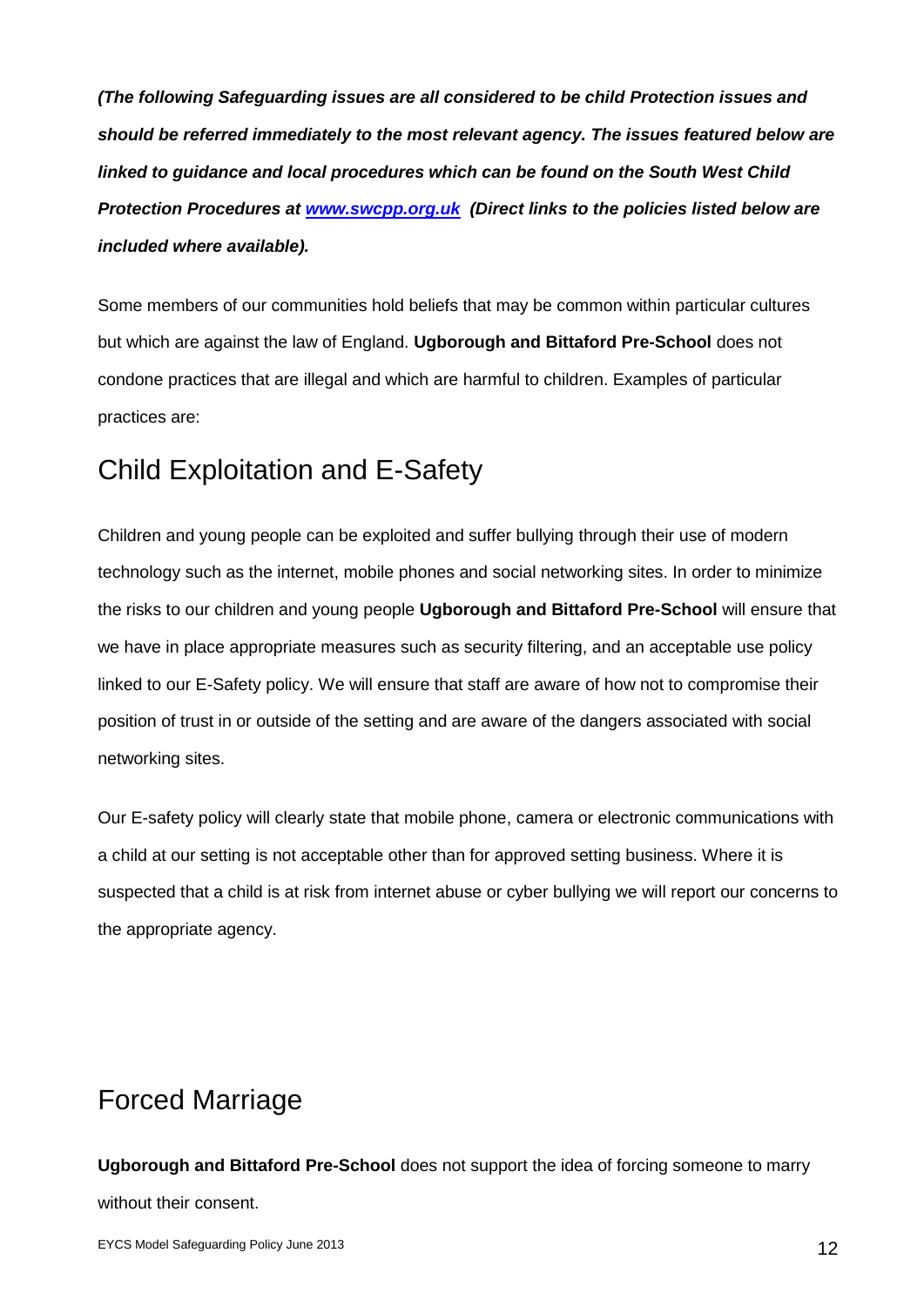***(The following Safeguarding issues are all considered to be child Protection issues and should be referred immediately to the most relevant agency. The issues featured below are linked to guidance and local procedures which can be found on the South West Child Protection Procedures at [www.swcpp.org.uk](http://www.swcpp.org.uk) (Direct links to the policies listed below are included where available).***

Some members of our communities hold beliefs that may be common within particular cultures but which are against the law of England. **Ugborough and Bittaford Pre-School** does not condone practices that are illegal and which are harmful to children. Examples of particular practices are:

## Child Exploitation and E-Safety

Children and young people can be exploited and suffer bullying through their use of modern technology such as the internet, mobile phones and social networking sites. In order to minimize the risks to our children and young people **Ugborough and Bittaford Pre-School** will ensure that we have in place appropriate measures such as security filtering, and an acceptable use policy linked to our E-Safety policy. We will ensure that staff are aware of how not to compromise their position of trust in or outside of the setting and are aware of the dangers associated with social networking sites.

Our E-safety policy will clearly state that mobile phone, camera or electronic communications with a child at our setting is not acceptable other than for approved setting business. Where it is suspected that a child is at risk from internet abuse or cyber bullying we will report our concerns to the appropriate agency.

## Forced Marriage

**Ugborough and Bittaford Pre-School** does not support the idea of forcing someone to marry without their consent.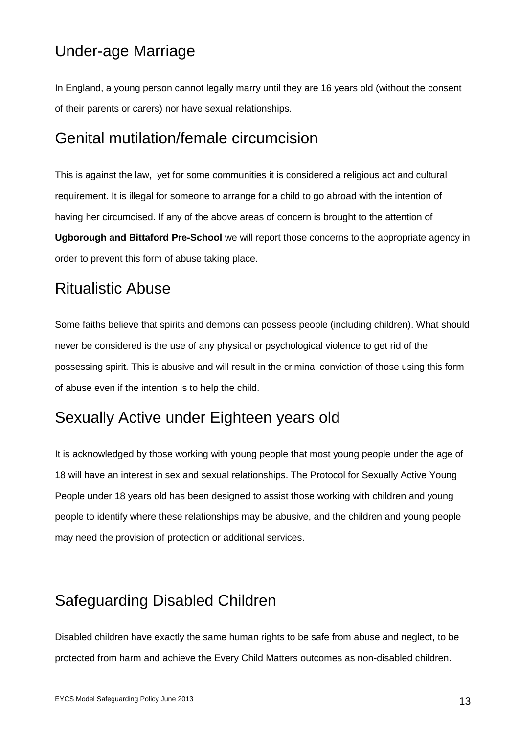## Under-age Marriage

In England, a young person cannot legally marry until they are 16 years old (without the consent of their parents or carers) nor have sexual relationships.

## Genital mutilation/female circumcision

This is against the law, yet for some communities it is considered a religious act and cultural requirement. It is illegal for someone to arrange for a child to go abroad with the intention of having her circumcised. If any of the above areas of concern is brought to the attention of **Ugborough and Bittaford Pre-School** we will report those concerns to the appropriate agency in order to prevent this form of abuse taking place.

## Ritualistic Abuse

Some faiths believe that spirits and demons can possess people (including children). What should never be considered is the use of any physical or psychological violence to get rid of the possessing spirit. This is abusive and will result in the criminal conviction of those using this form of abuse even if the intention is to help the child.

## Sexually Active under Eighteen years old

It is acknowledged by those working with young people that most young people under the age of 18 will have an interest in sex and sexual relationships. The Protocol for Sexually Active Young People under 18 years old has been designed to assist those working with children and young people to identify where these relationships may be abusive, and the children and young people may need the provision of protection or additional services.

## Safeguarding Disabled Children

Disabled children have exactly the same human rights to be safe from abuse and neglect, to be protected from harm and achieve the Every Child Matters outcomes as non-disabled children.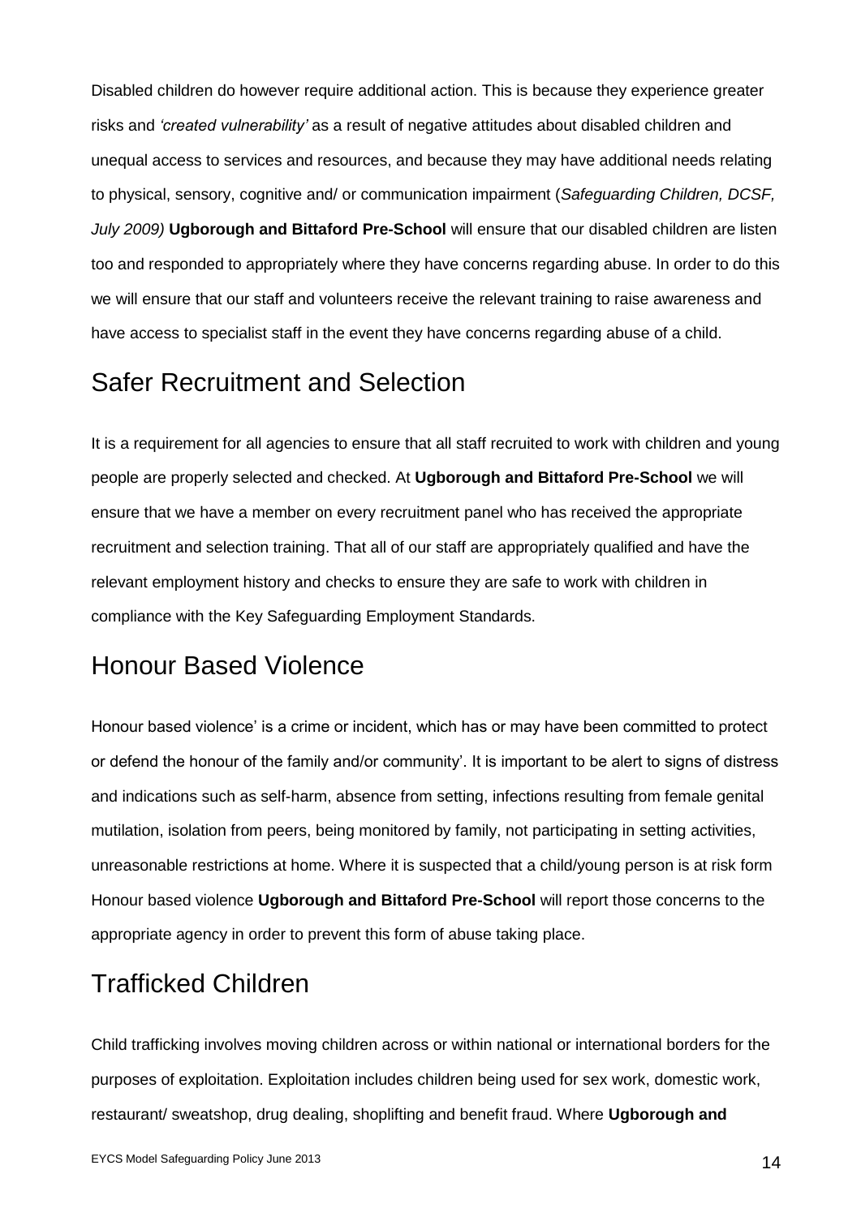Disabled children do however require additional action. This is because they experience greater risks and *'created vulnerability'* as a result of negative attitudes about disabled children and unequal access to services and resources, and because they may have additional needs relating to physical, sensory, cognitive and/ or communication impairment (*Safeguarding Children, DCSF, July 2009)* **Ugborough and Bittaford Pre-School** will ensure that our disabled children are listen too and responded to appropriately where they have concerns regarding abuse. In order to do this we will ensure that our staff and volunteers receive the relevant training to raise awareness and have access to specialist staff in the event they have concerns regarding abuse of a child.

## Safer Recruitment and Selection

It is a requirement for all agencies to ensure that all staff recruited to work with children and young people are properly selected and checked. At **Ugborough and Bittaford Pre-School** we will ensure that we have a member on every recruitment panel who has received the appropriate recruitment and selection training. That all of our staff are appropriately qualified and have the relevant employment history and checks to ensure they are safe to work with children in compliance with the Key Safeguarding Employment Standards.

## Honour Based Violence

Honour based violence' is a crime or incident, which has or may have been committed to protect or defend the honour of the family and/or community'. It is important to be alert to signs of distress and indications such as self-harm, absence from setting, infections resulting from female genital mutilation, isolation from peers, being monitored by family, not participating in setting activities, unreasonable restrictions at home. Where it is suspected that a child/young person is at risk form Honour based violence **Ugborough and Bittaford Pre-School** will report those concerns to the appropriate agency in order to prevent this form of abuse taking place.

## Trafficked Children

Child trafficking involves moving children across or within national or international borders for the purposes of exploitation. Exploitation includes children being used for sex work, domestic work, restaurant/ sweatshop, drug dealing, shoplifting and benefit fraud. Where **Ugborough and**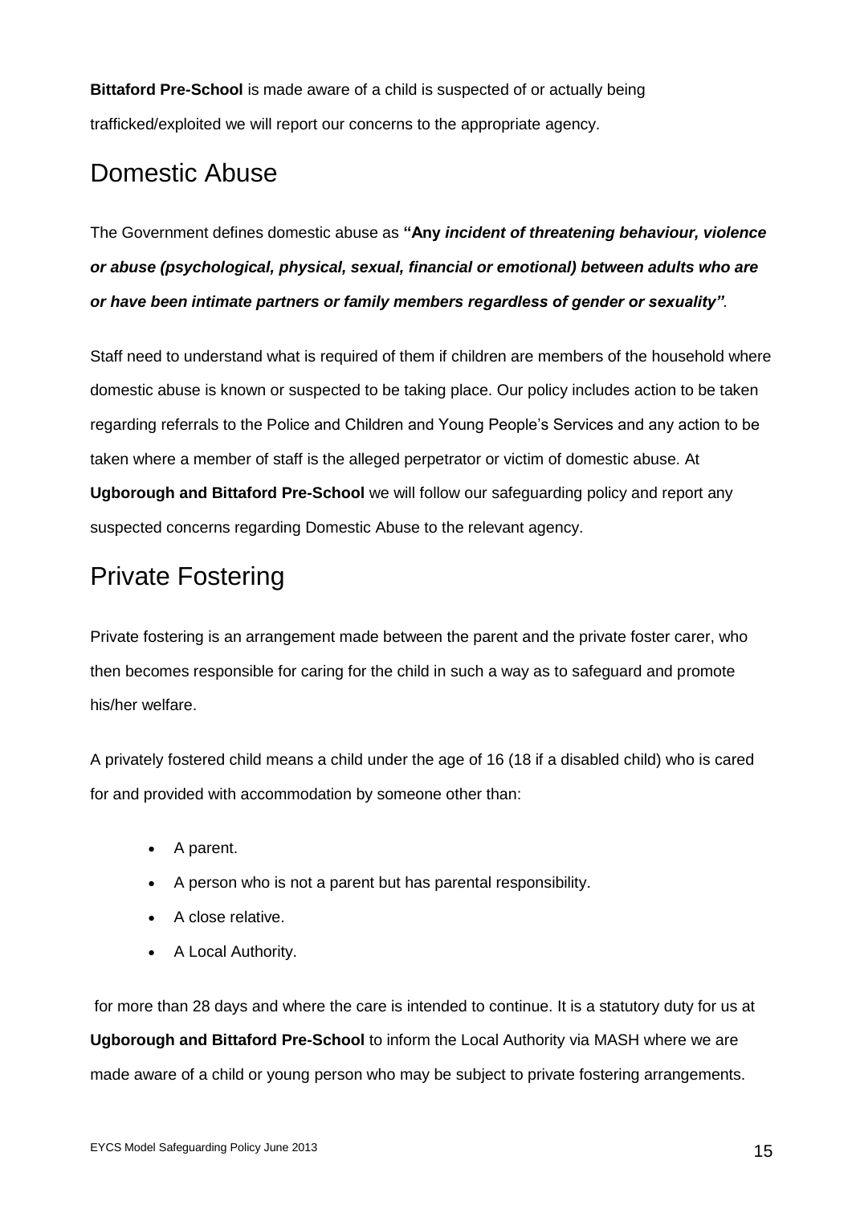**Bittaford Pre-School** is made aware of a child is suspected of or actually being trafficked/exploited we will report our concerns to the appropriate agency.

## Domestic Abuse

The Government defines domestic abuse as **"Any *incident of threatening behaviour, violence or abuse (psychological, physical, sexual, financial or emotional) between adults who are or have been intimate partners or family members regardless of gender or sexuality"***.

Staff need to understand what is required of them if children are members of the household where domestic abuse is known or suspected to be taking place. Our policy includes action to be taken regarding referrals to the Police and Children and Young People's Services and any action to be taken where a member of staff is the alleged perpetrator or victim of domestic abuse. At **Ugborough and Bittaford Pre-School** we will follow our safeguarding policy and report any suspected concerns regarding Domestic Abuse to the relevant agency.

## Private Fostering

Private fostering is an arrangement made between the parent and the private foster carer, who then becomes responsible for caring for the child in such a way as to safeguard and promote his/her welfare.

A privately fostered child means a child under the age of 16 (18 if a disabled child) who is cared for and provided with accommodation by someone other than:

- A parent.
- A person who is not a parent but has parental responsibility.
- A close relative.
- A Local Authority.

for more than 28 days and where the care is intended to continue. It is a statutory duty for us at **Ugborough and Bittaford Pre-School** to inform the Local Authority via MASH where we are made aware of a child or young person who may be subject to private fostering arrangements.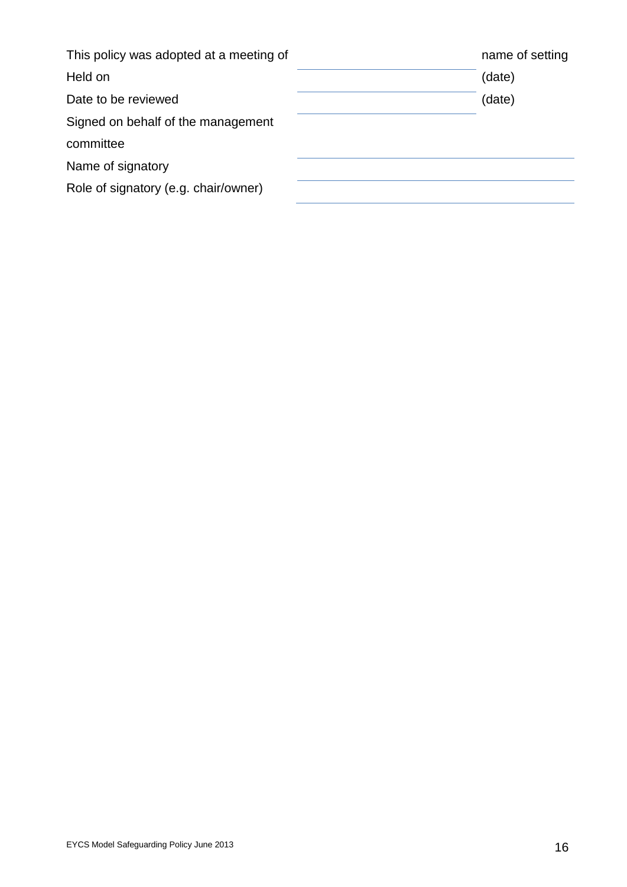| | | |
|---|---|---|
| This policy was adopted at a meeting of | \_\_\_\_\_\_\_\_\_\_\_\_\_\_\_\_\_\_\_\_\_\_\_\_ | name of setting |
| Held on | \_\_\_\_\_\_\_\_\_\_\_\_\_\_\_\_\_\_\_\_\_\_\_\_ | (date) |
| Date to be reviewed | \_\_\_\_\_\_\_\_\_\_\_\_\_\_\_\_\_\_\_\_\_\_\_\_ | (date) |
| Signed on behalf of the management committee | \_\_\_\_\_\_\_\_\_\_\_\_\_\_\_\_\_\_\_\_\_\_\_\_ | |
| Name of signatory | \_\_\_\_\_\_\_\_\_\_\_\_\_\_\_\_\_\_\_\_\_\_\_\_ | |
| Role of signatory (e.g. chair/owner) | \_\_\_\_\_\_\_\_\_\_\_\_\_\_\_\_\_\_\_\_\_\_\_\_ | |